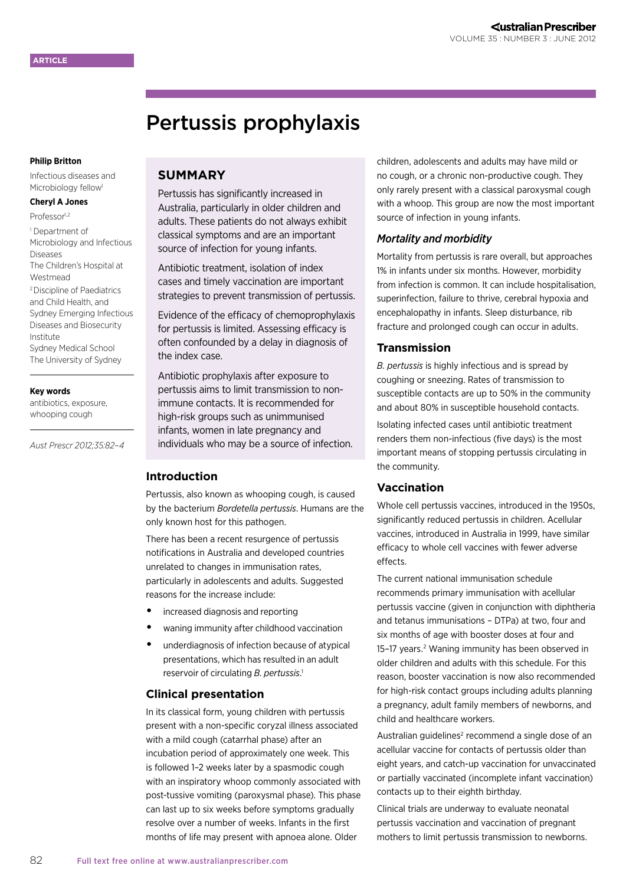ARTICLE

# Pertussis prophylaxis

**Philip Britton**

Infectious diseases and Microbiology fellow[1]

**Cheryl A Jones**

Professor[1,2]

[1] Department of Microbiology and Infectious Diseases
The Children's Hospital at Westmead

[2] Discipline of Paediatrics and Child Health, and Sydney Emerging Infectious Diseases and Biosecurity Institute
Sydney Medical School
The University of Sydney

**Key words**

antibiotics, exposure, whooping cough

*Aust Prescr 2012;35:82–4*

## SUMMARY

Pertussis has significantly increased in Australia, particularly in older children and adults. These patients do not always exhibit classical symptoms and are an important source of infection for young infants.

Antibiotic treatment, isolation of index cases and timely vaccination are important strategies to prevent transmission of pertussis.

Evidence of the efficacy of chemoprophylaxis for pertussis is limited. Assessing efficacy is often confounded by a delay in diagnosis of the index case.

Antibiotic prophylaxis after exposure to pertussis aims to limit transmission to non-immune contacts. It is recommended for high-risk groups such as unimmunised infants, women in late pregnancy and individuals who may be a source of infection.

## Introduction

Pertussis, also known as whooping cough, is caused by the bacterium *Bordetella pertussis*. Humans are the only known host for this pathogen.

There has been a recent resurgence of pertussis notifications in Australia and developed countries unrelated to changes in immunisation rates, particularly in adolescents and adults. Suggested reasons for the increase include:

- increased diagnosis and reporting
- waning immunity after childhood vaccination
- underdiagnosis of infection because of atypical presentations, which has resulted in an adult reservoir of circulating *B. pertussis*.[1]

## Clinical presentation

In its classical form, young children with pertussis present with a non-specific coryzal illness associated with a mild cough (catarrhal phase) after an incubation period of approximately one week. This is followed 1–2 weeks later by a spasmodic cough with an inspiratory whoop commonly associated with post-tussive vomiting (paroxysmal phase). This phase can last up to six weeks before symptoms gradually resolve over a number of weeks. Infants in the first months of life may present with apnoea alone. Older children, adolescents and adults may have mild or no cough, or a chronic non-productive cough. They only rarely present with a classical paroxysmal cough with a whoop. This group are now the most important source of infection in young infants.

### *Mortality and morbidity*

Mortality from pertussis is rare overall, but approaches 1% in infants under six months. However, morbidity from infection is common. It can include hospitalisation, superinfection, failure to thrive, cerebral hypoxia and encephalopathy in infants. Sleep disturbance, rib fracture and prolonged cough can occur in adults.

## Transmission

*B. pertussis* is highly infectious and is spread by coughing or sneezing. Rates of transmission to susceptible contacts are up to 50% in the community and about 80% in susceptible household contacts.

Isolating infected cases until antibiotic treatment renders them non-infectious (five days) is the most important means of stopping pertussis circulating in the community.

## Vaccination

Whole cell pertussis vaccines, introduced in the 1950s, significantly reduced pertussis in children. Acellular vaccines, introduced in Australia in 1999, have similar efficacy to whole cell vaccines with fewer adverse effects.

The current national immunisation schedule recommends primary immunisation with acellular pertussis vaccine (given in conjunction with diphtheria and tetanus immunisations – DTPa) at two, four and six months of age with booster doses at four and 15–17 years.[2] Waning immunity has been observed in older children and adults with this schedule. For this reason, booster vaccination is now also recommended for high-risk contact groups including adults planning a pregnancy, adult family members of newborns, and child and healthcare workers.

Australian guidelines[2] recommend a single dose of an acellular vaccine for contacts of pertussis older than eight years, and catch-up vaccination for unvaccinated or partially vaccinated (incomplete infant vaccination) contacts up to their eighth birthday.

Clinical trials are underway to evaluate neonatal pertussis vaccination and vaccination of pregnant mothers to limit pertussis transmission to newborns.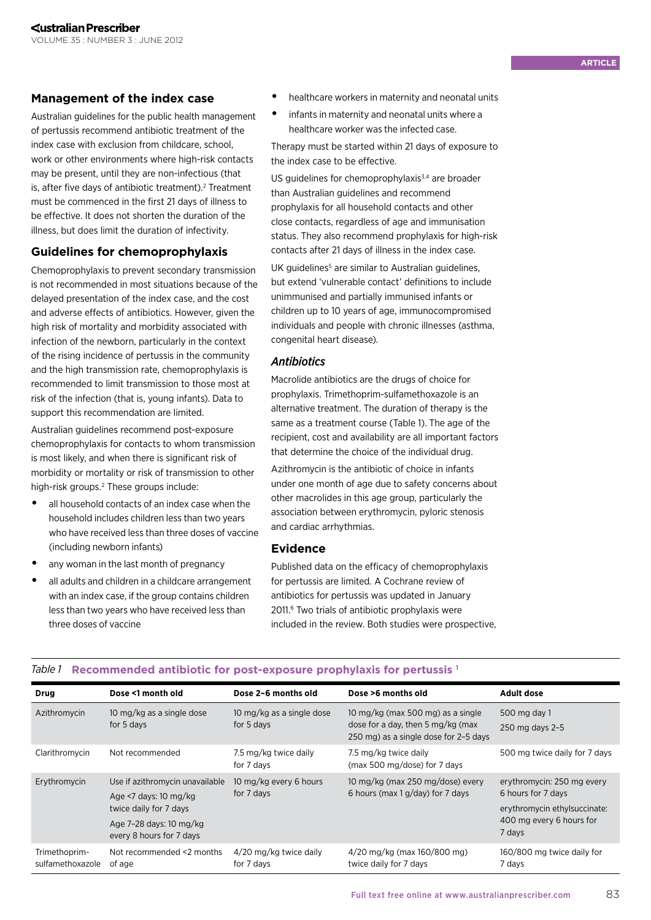## Management of the index case

Australian guidelines for the public health management of pertussis recommend antibiotic treatment of the index case with exclusion from childcare, school, work or other environments where high-risk contacts may be present, until they are non-infectious (that is, after five days of antibiotic treatment).[2] Treatment must be commenced in the first 21 days of illness to be effective. It does not shorten the duration of the illness, but does limit the duration of infectivity.

## Guidelines for chemoprophylaxis

Chemoprophylaxis to prevent secondary transmission is not recommended in most situations because of the delayed presentation of the index case, and the cost and adverse effects of antibiotics. However, given the high risk of mortality and morbidity associated with infection of the newborn, particularly in the context of the rising incidence of pertussis in the community and the high transmission rate, chemoprophylaxis is recommended to limit transmission to those most at risk of the infection (that is, young infants). Data to support this recommendation are limited.

Australian guidelines recommend post-exposure chemoprophylaxis for contacts to whom transmission is most likely, and when there is significant risk of morbidity or mortality or risk of transmission to other high-risk groups.[2] These groups include:

- all household contacts of an index case when the household includes children less than two years who have received less than three doses of vaccine (including newborn infants)
- any woman in the last month of pregnancy
- all adults and children in a childcare arrangement with an index case, if the group contains children less than two years who have received less than three doses of vaccine
- healthcare workers in maternity and neonatal units
- infants in maternity and neonatal units where a healthcare worker was the infected case.

Therapy must be started within 21 days of exposure to the index case to be effective.

US guidelines for chemoprophylaxis[3,4] are broader than Australian guidelines and recommend prophylaxis for all household contacts and other close contacts, regardless of age and immunisation status. They also recommend prophylaxis for high-risk contacts after 21 days of illness in the index case.

UK guidelines[5] are similar to Australian guidelines, but extend 'vulnerable contact' definitions to include unimmunised and partially immunised infants or children up to 10 years of age, immunocompromised individuals and people with chronic illnesses (asthma, congenital heart disease).

### *Antibiotics*

Macrolide antibiotics are the drugs of choice for prophylaxis. Trimethoprim-sulfamethoxazole is an alternative treatment. The duration of therapy is the same as a treatment course (Table 1). The age of the recipient, cost and availability are all important factors that determine the choice of the individual drug.

Azithromycin is the antibiotic of choice in infants under one month of age due to safety concerns about other macrolides in this age group, particularly the association between erythromycin, pyloric stenosis and cardiac arrhythmias.

## Evidence

Published data on the efficacy of chemoprophylaxis for pertussis are limited. A Cochrane review of antibiotics for pertussis was updated in January 2011.[6] Two trials of antibiotic prophylaxis were included in the review. Both studies were prospective,

*Table 1* **Recommended antibiotic for post-exposure prophylaxis for pertussis** [1]

| Drug | Dose <1 month old | Dose 2–6 months old | Dose >6 months old | Adult dose |
|---|---|---|---|---|
| Azithromycin | 10 mg/kg as a single dose for 5 days | 10 mg/kg as a single dose for 5 days | 10 mg/kg (max 500 mg) as a single dose for a day, then 5 mg/kg (max 250 mg) as a single dose for 2–5 days | 500 mg day 1<br>250 mg days 2–5 |
| Clarithromycin | Not recommended | 7.5 mg/kg twice daily for 7 days | 7.5 mg/kg twice daily (max 500 mg/dose) for 7 days | 500 mg twice daily for 7 days |
| Erythromycin | Use if azithromycin unavailable<br>Age <7 days: 10 mg/kg twice daily for 7 days<br>Age 7–28 days: 10 mg/kg every 8 hours for 7 days | 10 mg/kg every 6 hours for 7 days | 10 mg/kg (max 250 mg/dose) every 6 hours (max 1 g/day) for 7 days | erythromycin: 250 mg every 6 hours for 7 days<br>erythromycin ethylsuccinate: 400 mg every 6 hours for 7 days |
| Trimethoprim-sulfamethoxazole | Not recommended <2 months of age | 4/20 mg/kg twice daily for 7 days | 4/20 mg/kg (max 160/800 mg) twice daily for 7 days | 160/800 mg twice daily for 7 days |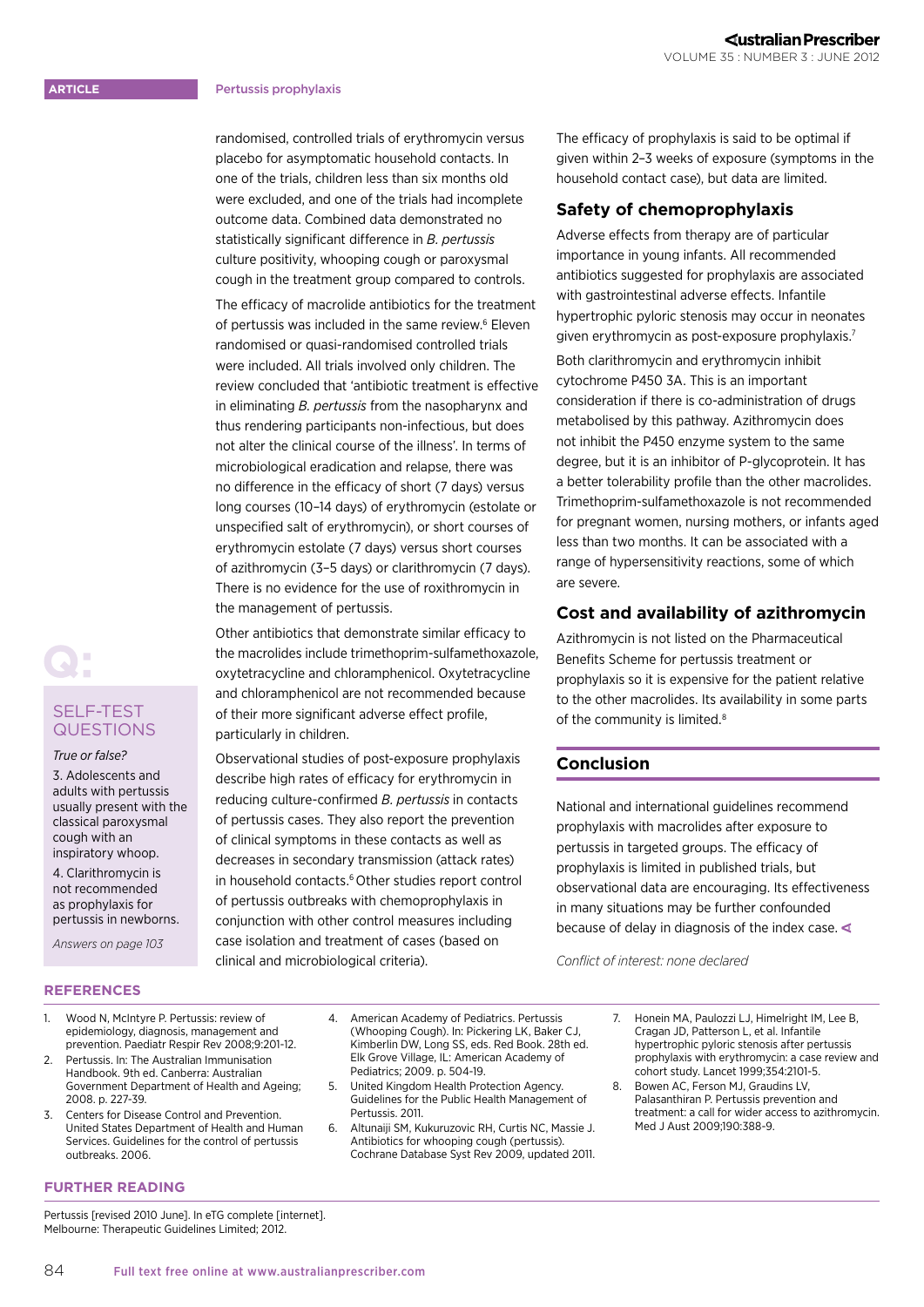randomised, controlled trials of erythromycin versus placebo for asymptomatic household contacts. In one of the trials, children less than six months old were excluded, and one of the trials had incomplete outcome data. Combined data demonstrated no statistically significant difference in *B. pertussis* culture positivity, whooping cough or paroxysmal cough in the treatment group compared to controls.

The efficacy of macrolide antibiotics for the treatment of pertussis was included in the same review.[6] Eleven randomised or quasi-randomised controlled trials were included. All trials involved only children. The review concluded that 'antibiotic treatment is effective in eliminating *B. pertussis* from the nasopharynx and thus rendering participants non-infectious, but does not alter the clinical course of the illness'. In terms of microbiological eradication and relapse, there was no difference in the efficacy of short (7 days) versus long courses (10–14 days) of erythromycin (estolate or unspecified salt of erythromycin), or short courses of erythromycin estolate (7 days) versus short courses of azithromycin (3–5 days) or clarithromycin (7 days). There is no evidence for the use of roxithromycin in the management of pertussis.

Other antibiotics that demonstrate similar efficacy to the macrolides include trimethoprim-sulfamethoxazole, oxytetracycline and chloramphenicol. Oxytetracycline and chloramphenicol are not recommended because of their more significant adverse effect profile, particularly in children.

Observational studies of post-exposure prophylaxis describe high rates of efficacy for erythromycin in reducing culture-confirmed *B. pertussis* in contacts of pertussis cases. They also report the prevention of clinical symptoms in these contacts as well as decreases in secondary transmission (attack rates) in household contacts.[6] Other studies report control of pertussis outbreaks with chemoprophylaxis in conjunction with other control measures including case isolation and treatment of cases (based on clinical and microbiological criteria).

The efficacy of prophylaxis is said to be optimal if given within 2–3 weeks of exposure (symptoms in the household contact case), but data are limited.

## Safety of chemoprophylaxis

Adverse effects from therapy are of particular importance in young infants. All recommended antibiotics suggested for prophylaxis are associated with gastrointestinal adverse effects. Infantile hypertrophic pyloric stenosis may occur in neonates given erythromycin as post-exposure prophylaxis.[7]

Both clarithromycin and erythromycin inhibit cytochrome P450 3A. This is an important consideration if there is co-administration of drugs metabolised by this pathway. Azithromycin does not inhibit the P450 enzyme system to the same degree, but it is an inhibitor of P-glycoprotein. It has a better tolerability profile than the other macrolides. Trimethoprim-sulfamethoxazole is not recommended for pregnant women, nursing mothers, or infants aged less than two months. It can be associated with a range of hypersensitivity reactions, some of which are severe.

## Cost and availability of azithromycin

Azithromycin is not listed on the Pharmaceutical Benefits Scheme for pertussis treatment or prophylaxis so it is expensive for the patient relative to the other macrolides. Its availability in some parts of the community is limited.[8]

## Conclusion

National and international guidelines recommend prophylaxis with macrolides after exposure to pertussis in targeted groups. The efficacy of prophylaxis is limited in published trials, but observational data are encouraging. Its effectiveness in many situations may be further confounded because of delay in diagnosis of the index case.

*Conflict of interest: none declared*

### SELF-TEST QUESTIONS

*True or false?*

3. Adolescents and adults with pertussis usually present with the classical paroxysmal cough with an inspiratory whoop.

4. Clarithromycin is not recommended as prophylaxis for pertussis in newborns.

*Answers on page 103*

## REFERENCES

1. Wood N, McIntyre P. Pertussis: review of epidemiology, diagnosis, management and prevention. Paediatr Respir Rev 2008;9:201-12.
2. Pertussis. In: The Australian Immunisation Handbook. 9th ed. Canberra: Australian Government Department of Health and Ageing; 2008. p. 227-39.
3. Centers for Disease Control and Prevention. United States Department of Health and Human Services. Guidelines for the control of pertussis outbreaks. 2006.
4. American Academy of Pediatrics. Pertussis (Whooping Cough). In: Pickering LK, Baker CJ, Kimberlin DW, Long SS, eds. Red Book. 28th ed. Elk Grove Village, IL: American Academy of Pediatrics; 2009. p. 504-19.
5. United Kingdom Health Protection Agency. Guidelines for the Public Health Management of Pertussis. 2011.
6. Altunaiji SM, Kukuruzovic RH, Curtis NC, Massie J. Antibiotics for whooping cough (pertussis). Cochrane Database Syst Rev 2009, updated 2011.
7. Honein MA, Paulozzi LJ, Himelright IM, Lee B, Cragan JD, Patterson L, et al. Infantile hypertrophic pyloric stenosis after pertussis prophylaxis with erythromycin: a case review and cohort study. Lancet 1999;354:2101-5.
8. Bowen AC, Ferson MJ, Graudins LV, Palasanthiran P. Pertussis prevention and treatment: a call for wider access to azithromycin. Med J Aust 2009;190:388-9.

## FURTHER READING

Pertussis [revised 2010 June]. In eTG complete [internet]. Melbourne: Therapeutic Guidelines Limited; 2012.